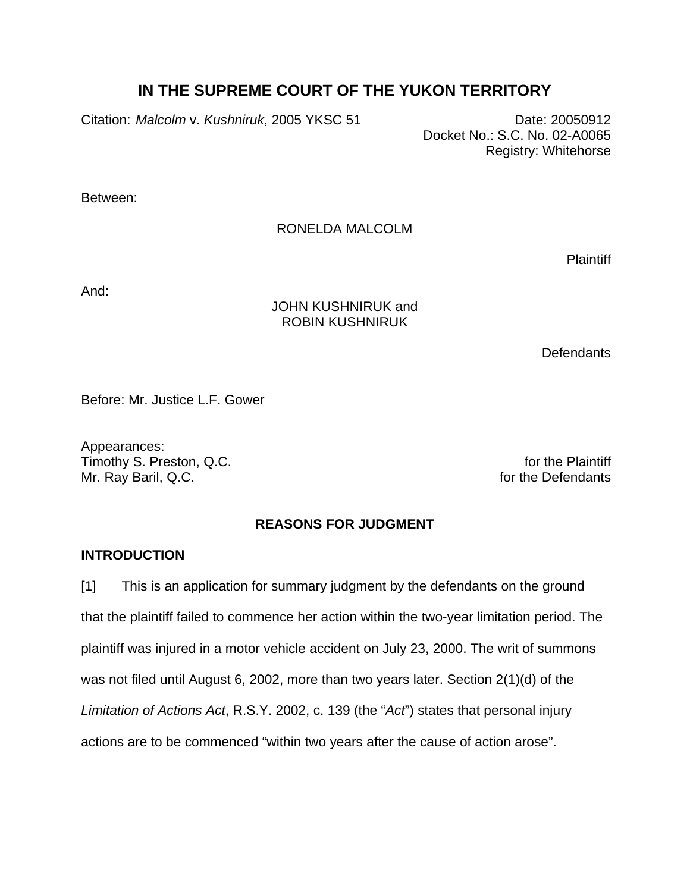# IN THE SUPREME COURT OF THE YUKON TERRITORY

Citation: *Malcolm* v. *Kushniruk*, 2005 YKSC 51

Date: 20050912
Docket No.: S.C. No. 02-A0065
Registry: Whitehorse

Between:

RONELDA MALCOLM

Plaintiff

And:

JOHN KUSHNIRUK and
ROBIN KUSHNIRUK

Defendants

Before: Mr. Justice L.F. Gower

Appearances:
Timothy S. Preston, Q.C. — for the Plaintiff
Mr. Ray Baril, Q.C. — for the Defendants

## REASONS FOR JUDGMENT

### INTRODUCTION

[1] This is an application for summary judgment by the defendants on the ground that the plaintiff failed to commence her action within the two-year limitation period. The plaintiff was injured in a motor vehicle accident on July 23, 2000. The writ of summons was not filed until August 6, 2002, more than two years later. Section 2(1)(d) of the *Limitation of Actions Act*, R.S.Y. 2002, c. 139 (the "*Act*") states that personal injury actions are to be commenced "within two years after the cause of action arose".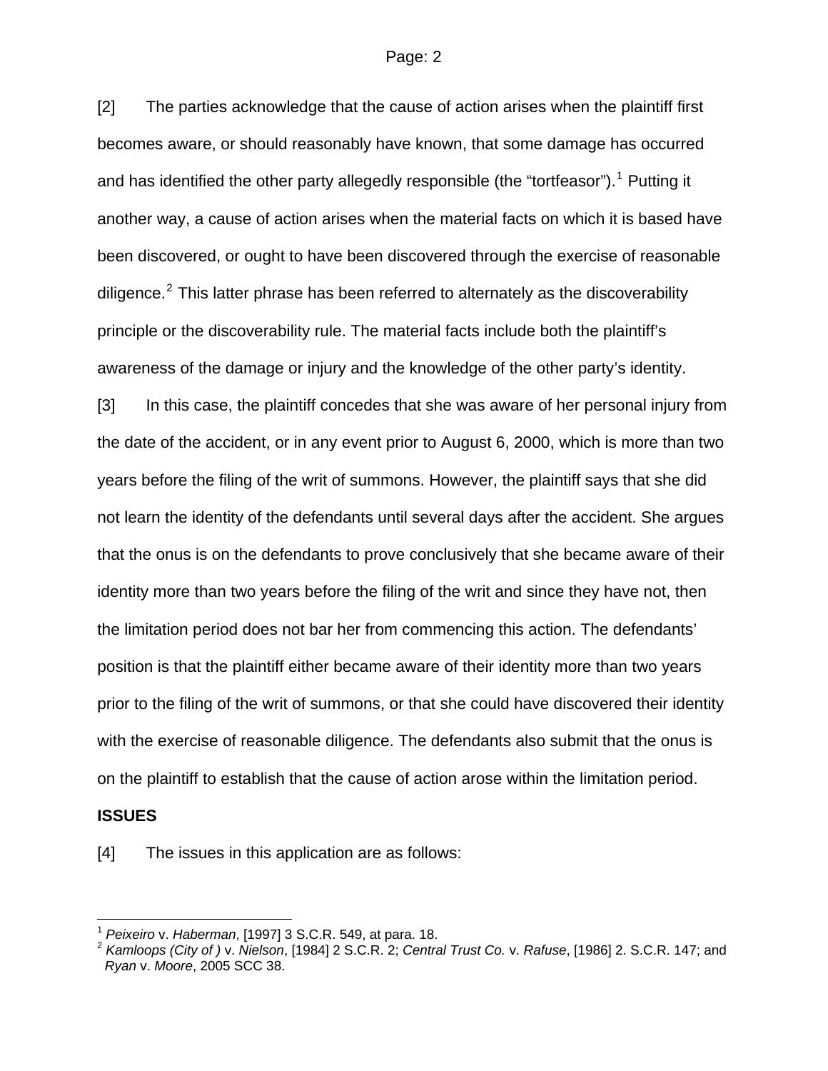[2] The parties acknowledge that the cause of action arises when the plaintiff first becomes aware, or should reasonably have known, that some damage has occurred and has identified the other party allegedly responsible (the "tortfeasor").[1] Putting it another way, a cause of action arises when the material facts on which it is based have been discovered, or ought to have been discovered through the exercise of reasonable diligence.[2] This latter phrase has been referred to alternately as the discoverability principle or the discoverability rule. The material facts include both the plaintiff's awareness of the damage or injury and the knowledge of the other party's identity.

[3] In this case, the plaintiff concedes that she was aware of her personal injury from the date of the accident, or in any event prior to August 6, 2000, which is more than two years before the filing of the writ of summons. However, the plaintiff says that she did not learn the identity of the defendants until several days after the accident. She argues that the onus is on the defendants to prove conclusively that she became aware of their identity more than two years before the filing of the writ and since they have not, then the limitation period does not bar her from commencing this action. The defendants' position is that the plaintiff either became aware of their identity more than two years prior to the filing of the writ of summons, or that she could have discovered their identity with the exercise of reasonable diligence. The defendants also submit that the onus is on the plaintiff to establish that the cause of action arose within the limitation period.

**ISSUES**

[4] The issues in this application are as follows:

---

[1] *Peixeiro* v. *Haberman*, [1997] 3 S.C.R. 549, at para. 18.

[2] *Kamloops (City of )* v. *Nielson*, [1984] 2 S.C.R. 2; *Central Trust Co.* v. *Rafuse*, [1986] 2. S.C.R. 147; and *Ryan* v. *Moore*, 2005 SCC 38.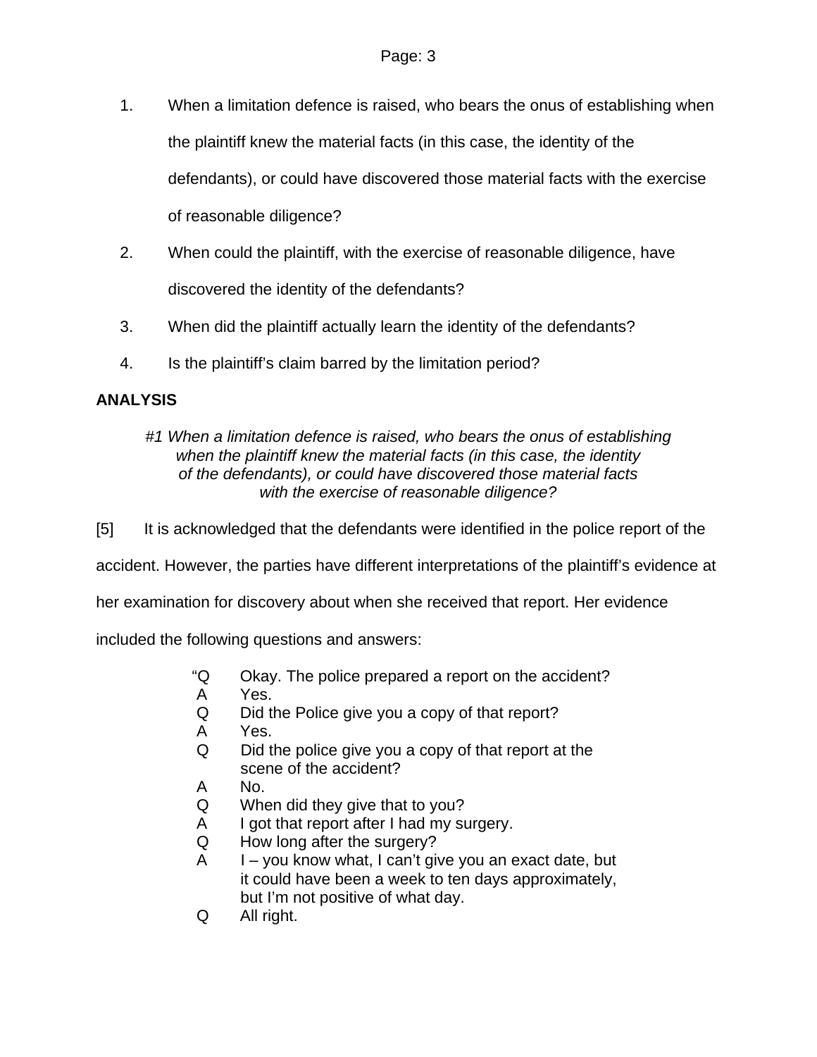1. When a limitation defence is raised, who bears the onus of establishing when the plaintiff knew the material facts (in this case, the identity of the defendants), or could have discovered those material facts with the exercise of reasonable diligence?
2. When could the plaintiff, with the exercise of reasonable diligence, have discovered the identity of the defendants?
3. When did the plaintiff actually learn the identity of the defendants?
4. Is the plaintiff's claim barred by the limitation period?

**ANALYSIS**

*#1 When a limitation defence is raised, who bears the onus of establishing when the plaintiff knew the material facts (in this case, the identity of the defendants), or could have discovered those material facts with the exercise of reasonable diligence?*

[5] It is acknowledged that the defendants were identified in the police report of the accident. However, the parties have different interpretations of the plaintiff's evidence at her examination for discovery about when she received that report. Her evidence included the following questions and answers:

> "Q Okay. The police prepared a report on the accident?
> A Yes.
> Q Did the Police give you a copy of that report?
> A Yes.
> Q Did the police give you a copy of that report at the scene of the accident?
> A No.
> Q When did they give that to you?
> A I got that report after I had my surgery.
> Q How long after the surgery?
> A I – you know what, I can't give you an exact date, but it could have been a week to ten days approximately, but I'm not positive of what day.
> Q All right.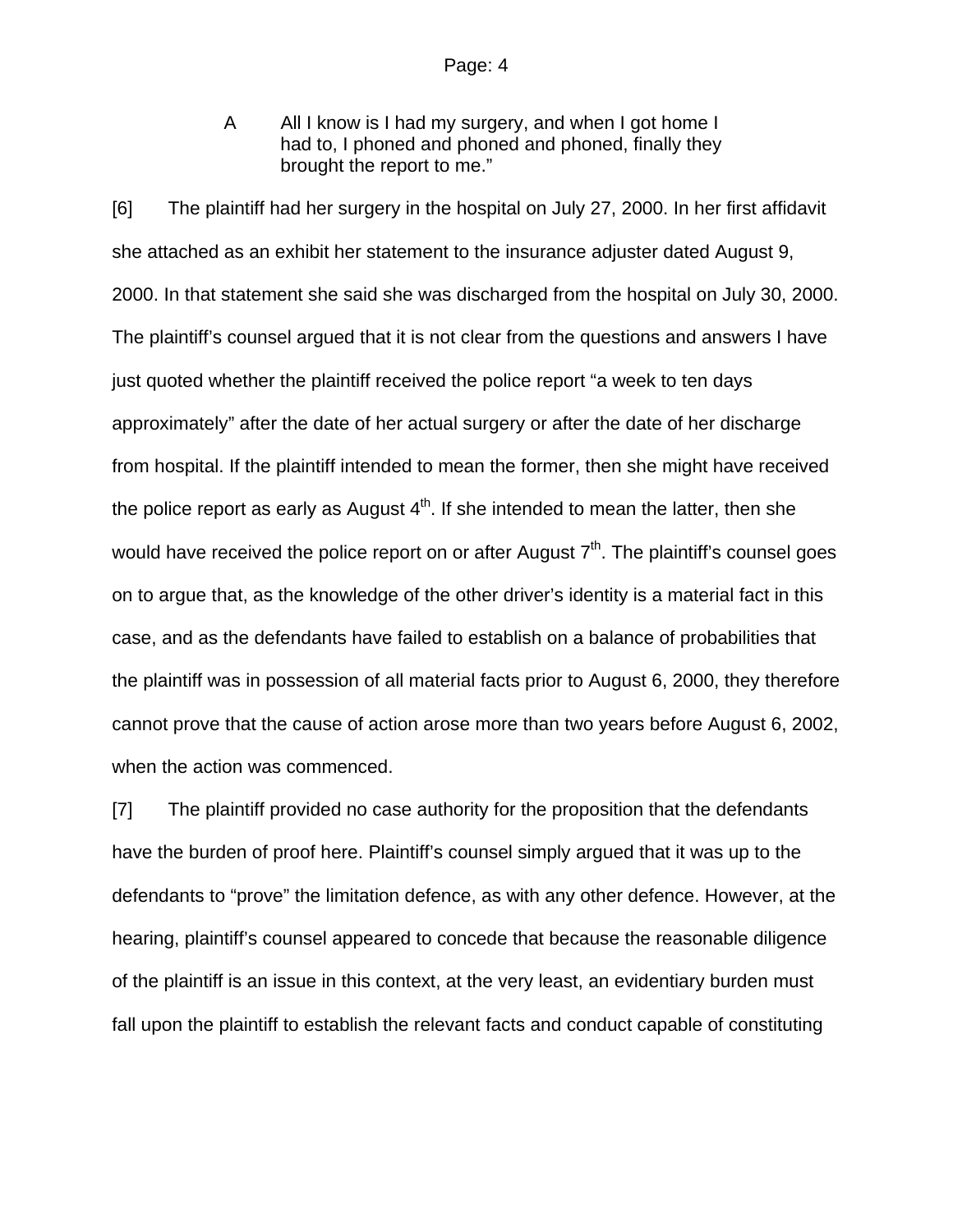> A All I know is I had my surgery, and when I got home I had to, I phoned and phoned and phoned, finally they brought the report to me."

[6] The plaintiff had her surgery in the hospital on July 27, 2000. In her first affidavit she attached as an exhibit her statement to the insurance adjuster dated August 9, 2000. In that statement she said she was discharged from the hospital on July 30, 2000. The plaintiff's counsel argued that it is not clear from the questions and answers I have just quoted whether the plaintiff received the police report "a week to ten days approximately" after the date of her actual surgery or after the date of her discharge from hospital. If the plaintiff intended to mean the former, then she might have received the police report as early as August 4th. If she intended to mean the latter, then she would have received the police report on or after August 7th. The plaintiff's counsel goes on to argue that, as the knowledge of the other driver's identity is a material fact in this case, and as the defendants have failed to establish on a balance of probabilities that the plaintiff was in possession of all material facts prior to August 6, 2000, they therefore cannot prove that the cause of action arose more than two years before August 6, 2002, when the action was commenced.

[7] The plaintiff provided no case authority for the proposition that the defendants have the burden of proof here. Plaintiff's counsel simply argued that it was up to the defendants to "prove" the limitation defence, as with any other defence. However, at the hearing, plaintiff's counsel appeared to concede that because the reasonable diligence of the plaintiff is an issue in this context, at the very least, an evidentiary burden must fall upon the plaintiff to establish the relevant facts and conduct capable of constituting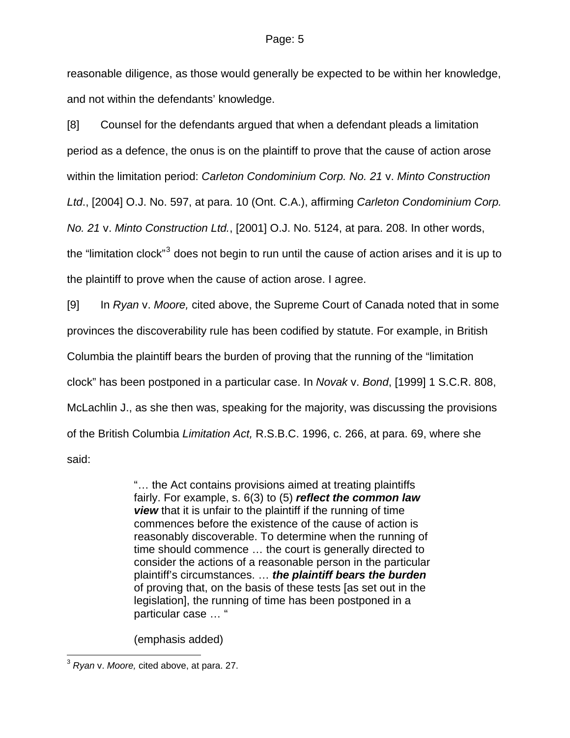reasonable diligence, as those would generally be expected to be within her knowledge, and not within the defendants' knowledge.

[8] Counsel for the defendants argued that when a defendant pleads a limitation period as a defence, the onus is on the plaintiff to prove that the cause of action arose within the limitation period: *Carleton Condominium Corp. No. 21* v. *Minto Construction Ltd*., [2004] O.J. No. 597, at para. 10 (Ont. C.A.), affirming *Carleton Condominium Corp. No. 21* v. *Minto Construction Ltd.*, [2001] O.J. No. 5124, at para. 208. In other words, the "limitation clock"[3] does not begin to run until the cause of action arises and it is up to the plaintiff to prove when the cause of action arose. I agree.

[9] In *Ryan* v. *Moore,* cited above, the Supreme Court of Canada noted that in some provinces the discoverability rule has been codified by statute. For example, in British Columbia the plaintiff bears the burden of proving that the running of the "limitation clock" has been postponed in a particular case. In *Novak* v. *Bond*, [1999] 1 S.C.R. 808, McLachlin J., as she then was, speaking for the majority, was discussing the provisions of the British Columbia *Limitation Act,* R.S.B.C. 1996, c. 266, at para. 69, where she said:

> "… the Act contains provisions aimed at treating plaintiffs fairly. For example, s. 6(3) to (5) ***reflect the common law view*** that it is unfair to the plaintiff if the running of time commences before the existence of the cause of action is reasonably discoverable. To determine when the running of time should commence … the court is generally directed to consider the actions of a reasonable person in the particular plaintiff's circumstances. … ***the plaintiff bears the burden*** of proving that, on the basis of these tests [as set out in the legislation], the running of time has been postponed in a particular case … "
>
> (emphasis added)

---

[3] *Ryan* v. *Moore,* cited above, at para. 27.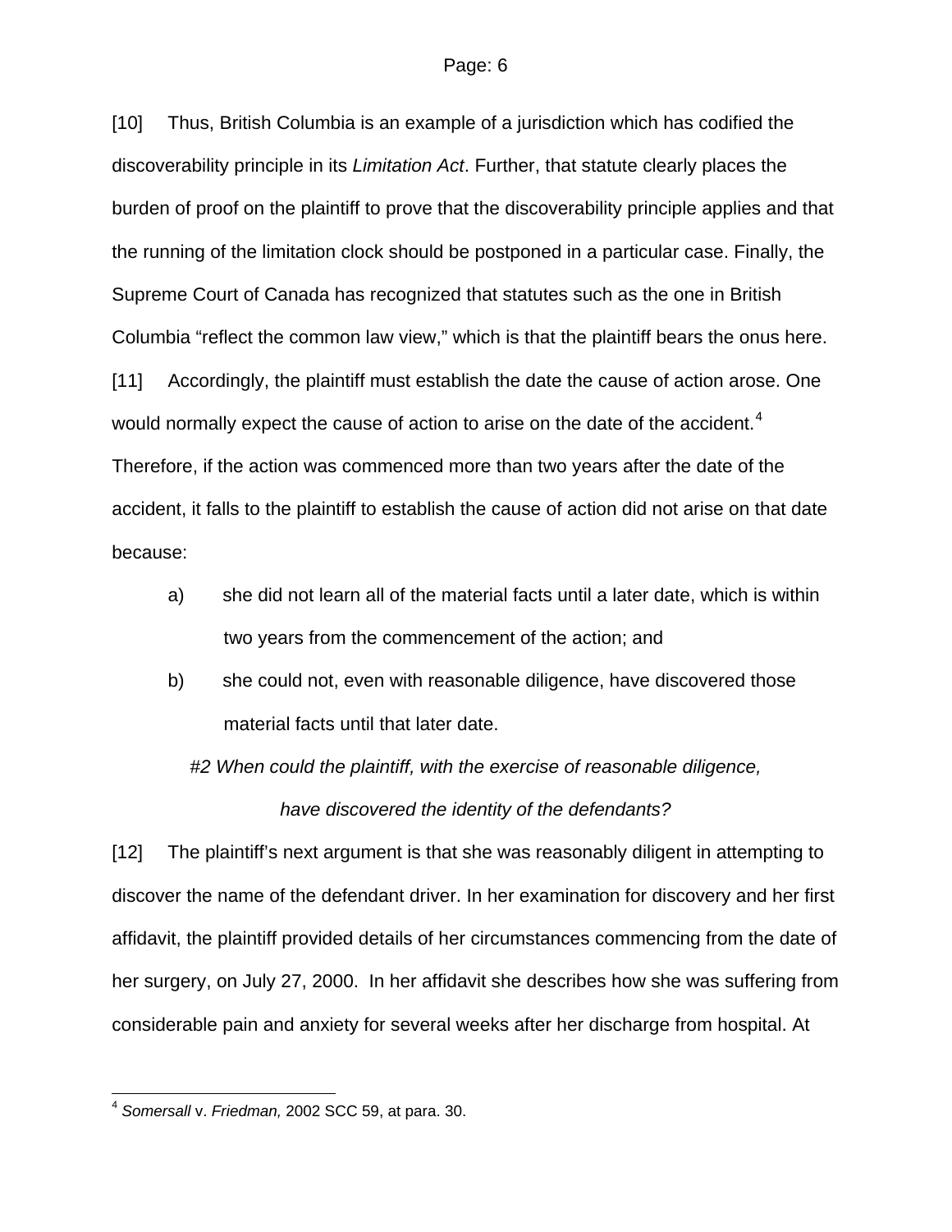[10] Thus, British Columbia is an example of a jurisdiction which has codified the discoverability principle in its *Limitation Act*. Further, that statute clearly places the burden of proof on the plaintiff to prove that the discoverability principle applies and that the running of the limitation clock should be postponed in a particular case. Finally, the Supreme Court of Canada has recognized that statutes such as the one in British Columbia "reflect the common law view," which is that the plaintiff bears the onus here.

[11] Accordingly, the plaintiff must establish the date the cause of action arose. One would normally expect the cause of action to arise on the date of the accident.[4] Therefore, if the action was commenced more than two years after the date of the accident, it falls to the plaintiff to establish the cause of action did not arise on that date because:

a) she did not learn all of the material facts until a later date, which is within two years from the commencement of the action; and

b) she could not, even with reasonable diligence, have discovered those material facts until that later date.

*#2 When could the plaintiff, with the exercise of reasonable diligence, have discovered the identity of the defendants?*

[12] The plaintiff's next argument is that she was reasonably diligent in attempting to discover the name of the defendant driver. In her examination for discovery and her first affidavit, the plaintiff provided details of her circumstances commencing from the date of her surgery, on July 27, 2000. In her affidavit she describes how she was suffering from considerable pain and anxiety for several weeks after her discharge from hospital. At

---

[4] *Somersall* v. *Friedman,* 2002 SCC 59, at para. 30.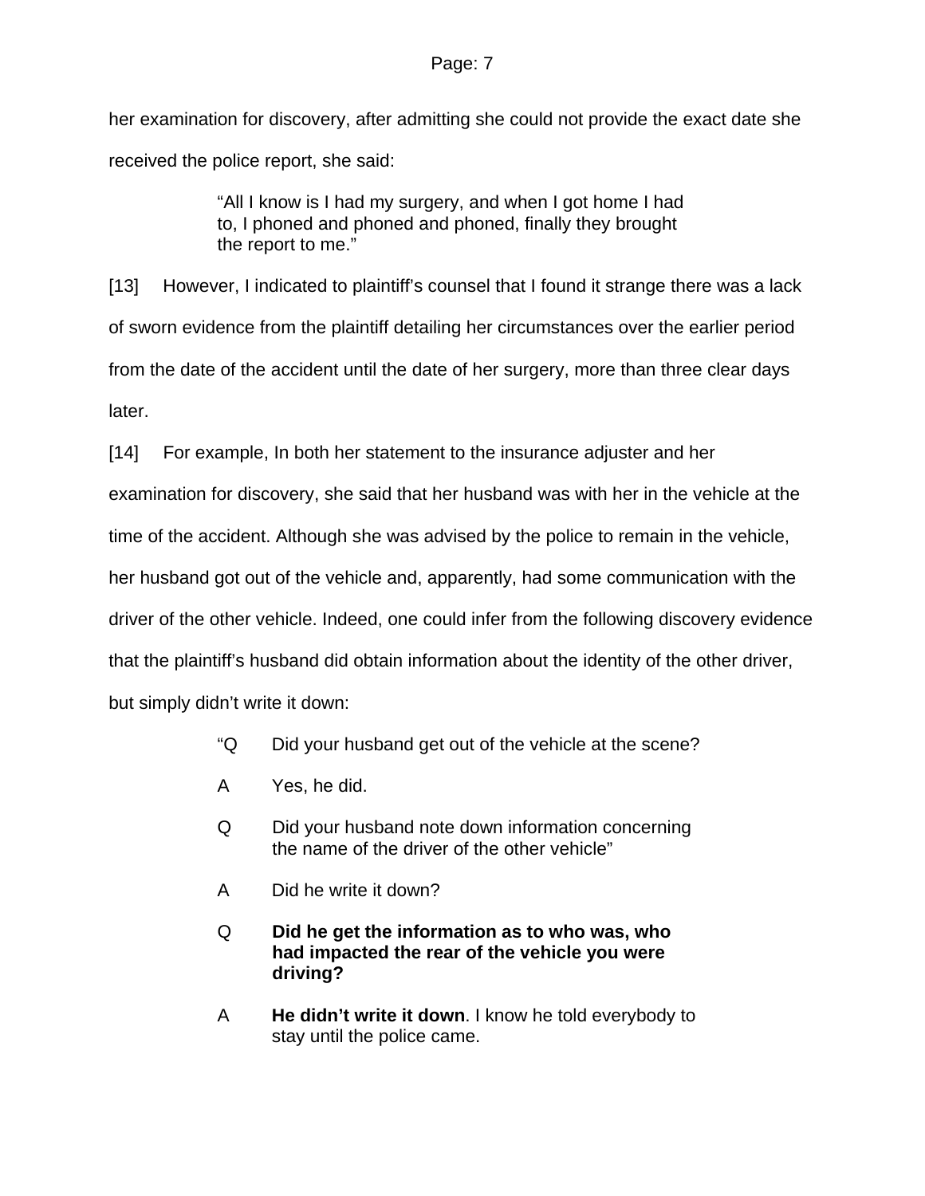her examination for discovery, after admitting she could not provide the exact date she received the police report, she said:

> "All I know is I had my surgery, and when I got home I had to, I phoned and phoned and phoned, finally they brought the report to me."

[13] However, I indicated to plaintiff's counsel that I found it strange there was a lack of sworn evidence from the plaintiff detailing her circumstances over the earlier period from the date of the accident until the date of her surgery, more than three clear days later.

[14] For example, In both her statement to the insurance adjuster and her examination for discovery, she said that her husband was with her in the vehicle at the time of the accident. Although she was advised by the police to remain in the vehicle, her husband got out of the vehicle and, apparently, had some communication with the driver of the other vehicle. Indeed, one could infer from the following discovery evidence that the plaintiff's husband did obtain information about the identity of the other driver, but simply didn't write it down:

> "Q Did your husband get out of the vehicle at the scene?
>
> A Yes, he did.
>
> Q Did your husband note down information concerning the name of the driver of the other vehicle"
>
> A Did he write it down?
>
> Q **Did he get the information as to who was, who had impacted the rear of the vehicle you were driving?**
>
> A **He didn't write it down**. I know he told everybody to stay until the police came.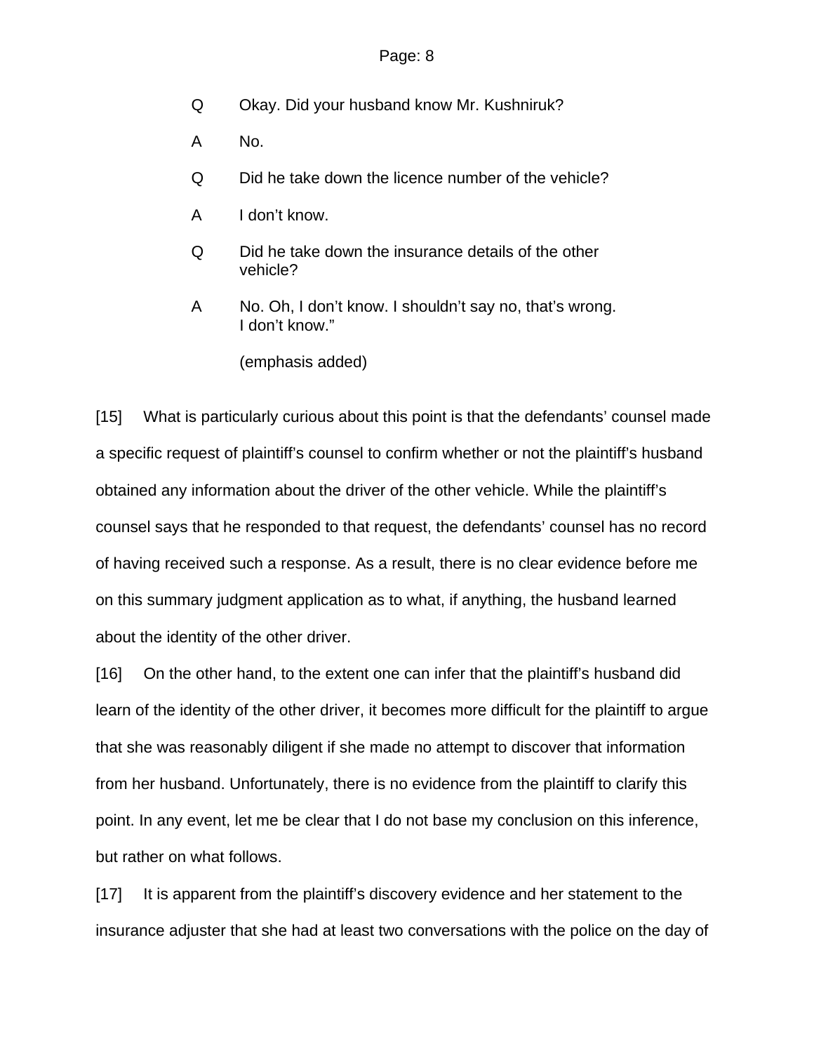Q Okay. Did your husband know Mr. Kushniruk?

A No.

Q Did he take down the licence number of the vehicle?

A I don't know.

Q Did he take down the insurance details of the other vehicle?

A No. Oh, I don't know. I shouldn't say no, that's wrong. I don't know."

(emphasis added)

[15] What is particularly curious about this point is that the defendants' counsel made a specific request of plaintiff's counsel to confirm whether or not the plaintiff's husband obtained any information about the driver of the other vehicle. While the plaintiff's counsel says that he responded to that request, the defendants' counsel has no record of having received such a response. As a result, there is no clear evidence before me on this summary judgment application as to what, if anything, the husband learned about the identity of the other driver.

[16] On the other hand, to the extent one can infer that the plaintiff's husband did learn of the identity of the other driver, it becomes more difficult for the plaintiff to argue that she was reasonably diligent if she made no attempt to discover that information from her husband. Unfortunately, there is no evidence from the plaintiff to clarify this point. In any event, let me be clear that I do not base my conclusion on this inference, but rather on what follows.

[17] It is apparent from the plaintiff's discovery evidence and her statement to the insurance adjuster that she had at least two conversations with the police on the day of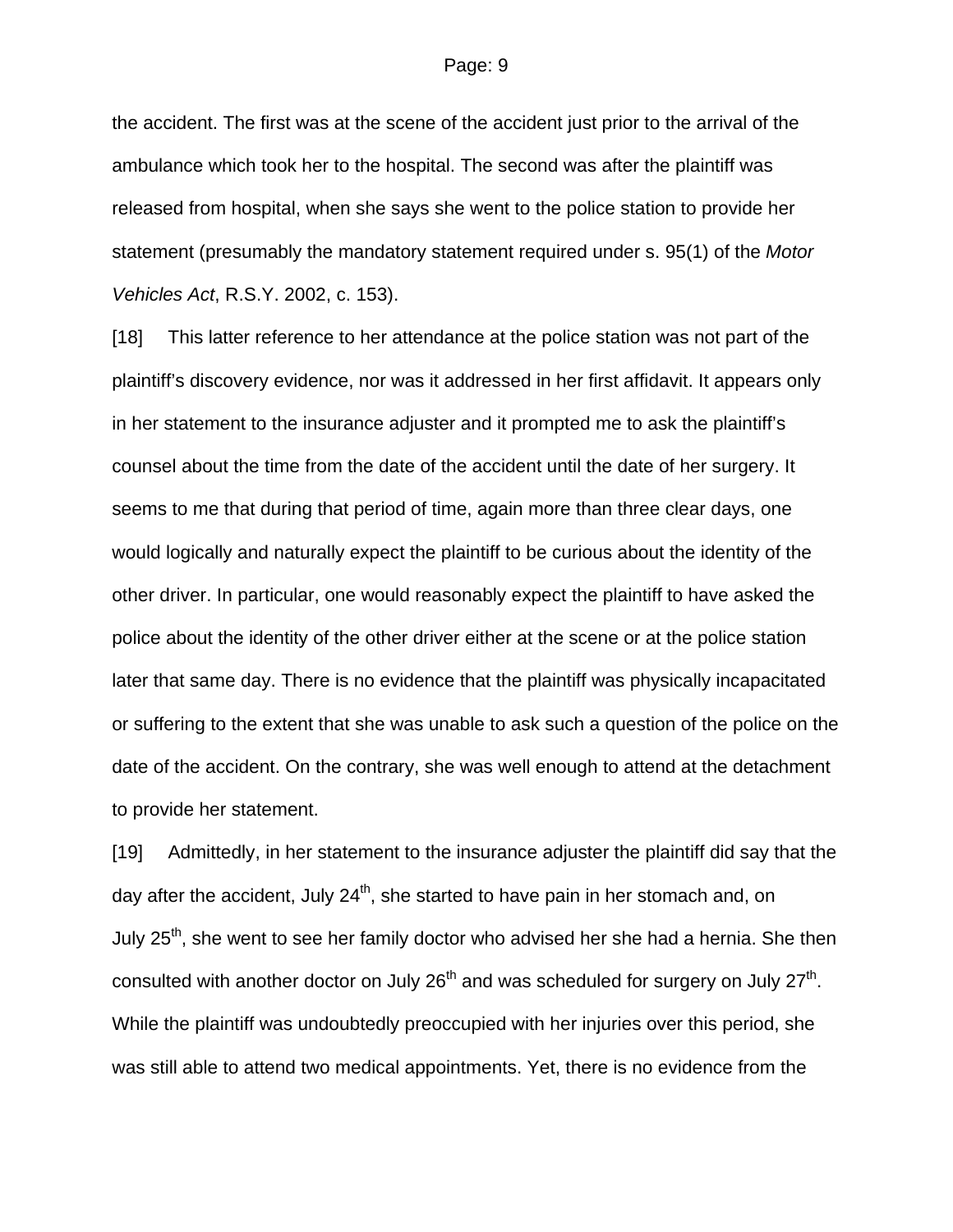the accident. The first was at the scene of the accident just prior to the arrival of the ambulance which took her to the hospital. The second was after the plaintiff was released from hospital, when she says she went to the police station to provide her statement (presumably the mandatory statement required under s. 95(1) of the *Motor Vehicles Act*, R.S.Y. 2002, c. 153).

[18] This latter reference to her attendance at the police station was not part of the plaintiff's discovery evidence, nor was it addressed in her first affidavit. It appears only in her statement to the insurance adjuster and it prompted me to ask the plaintiff's counsel about the time from the date of the accident until the date of her surgery. It seems to me that during that period of time, again more than three clear days, one would logically and naturally expect the plaintiff to be curious about the identity of the other driver. In particular, one would reasonably expect the plaintiff to have asked the police about the identity of the other driver either at the scene or at the police station later that same day. There is no evidence that the plaintiff was physically incapacitated or suffering to the extent that she was unable to ask such a question of the police on the date of the accident. On the contrary, she was well enough to attend at the detachment to provide her statement.

[19] Admittedly, in her statement to the insurance adjuster the plaintiff did say that the day after the accident, July 24th, she started to have pain in her stomach and, on July 25th, she went to see her family doctor who advised her she had a hernia. She then consulted with another doctor on July 26th and was scheduled for surgery on July 27th. While the plaintiff was undoubtedly preoccupied with her injuries over this period, she was still able to attend two medical appointments. Yet, there is no evidence from the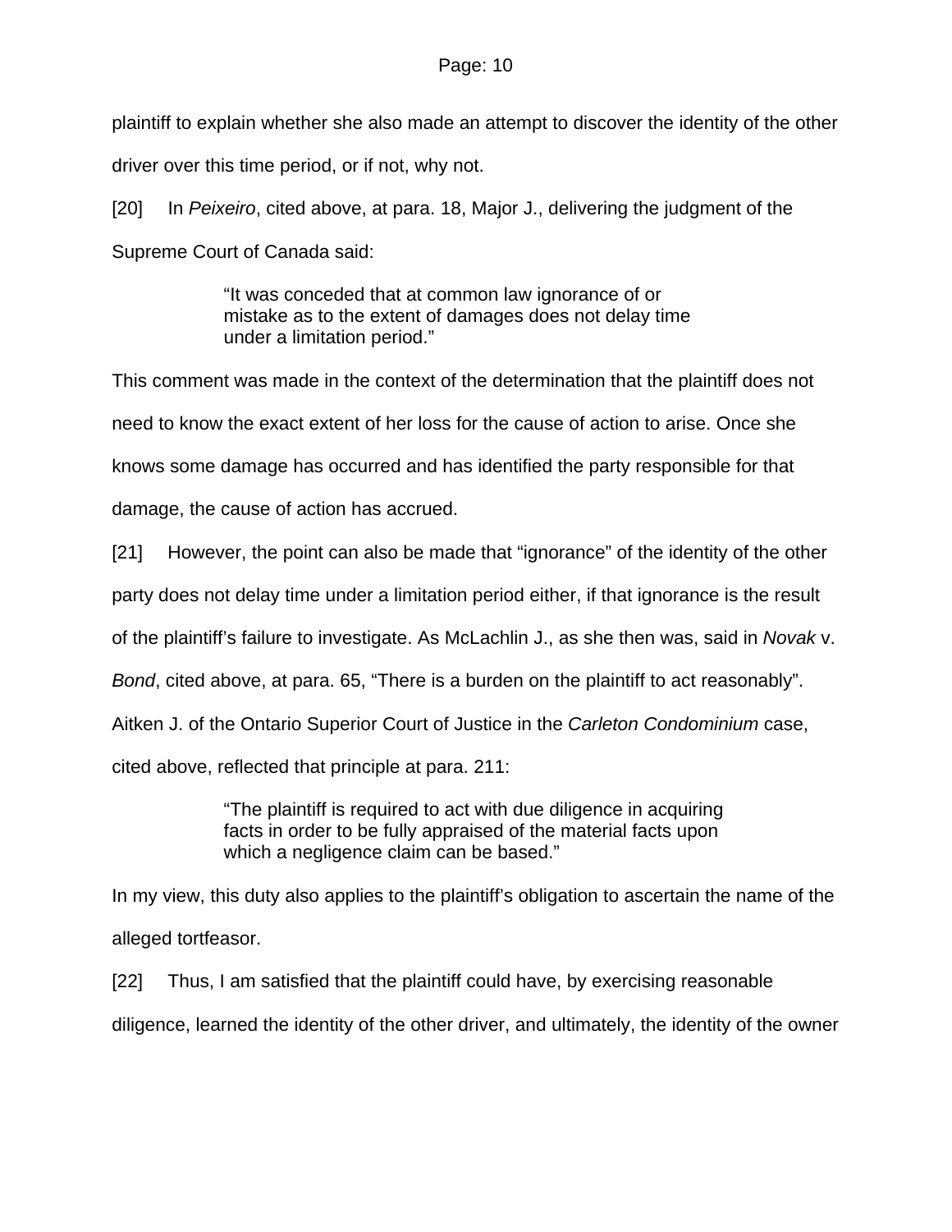plaintiff to explain whether she also made an attempt to discover the identity of the other driver over this time period, or if not, why not.

[20] In *Peixeiro*, cited above, at para. 18, Major J., delivering the judgment of the Supreme Court of Canada said:

> "It was conceded that at common law ignorance of or mistake as to the extent of damages does not delay time under a limitation period."

This comment was made in the context of the determination that the plaintiff does not need to know the exact extent of her loss for the cause of action to arise. Once she knows some damage has occurred and has identified the party responsible for that damage, the cause of action has accrued.

[21] However, the point can also be made that "ignorance" of the identity of the other party does not delay time under a limitation period either, if that ignorance is the result of the plaintiff's failure to investigate. As McLachlin J., as she then was, said in *Novak* v. *Bond*, cited above, at para. 65, "There is a burden on the plaintiff to act reasonably". Aitken J. of the Ontario Superior Court of Justice in the *Carleton Condominium* case, cited above, reflected that principle at para. 211:

> "The plaintiff is required to act with due diligence in acquiring facts in order to be fully appraised of the material facts upon which a negligence claim can be based."

In my view, this duty also applies to the plaintiff's obligation to ascertain the name of the alleged tortfeasor.

[22] Thus, I am satisfied that the plaintiff could have, by exercising reasonable diligence, learned the identity of the other driver, and ultimately, the identity of the owner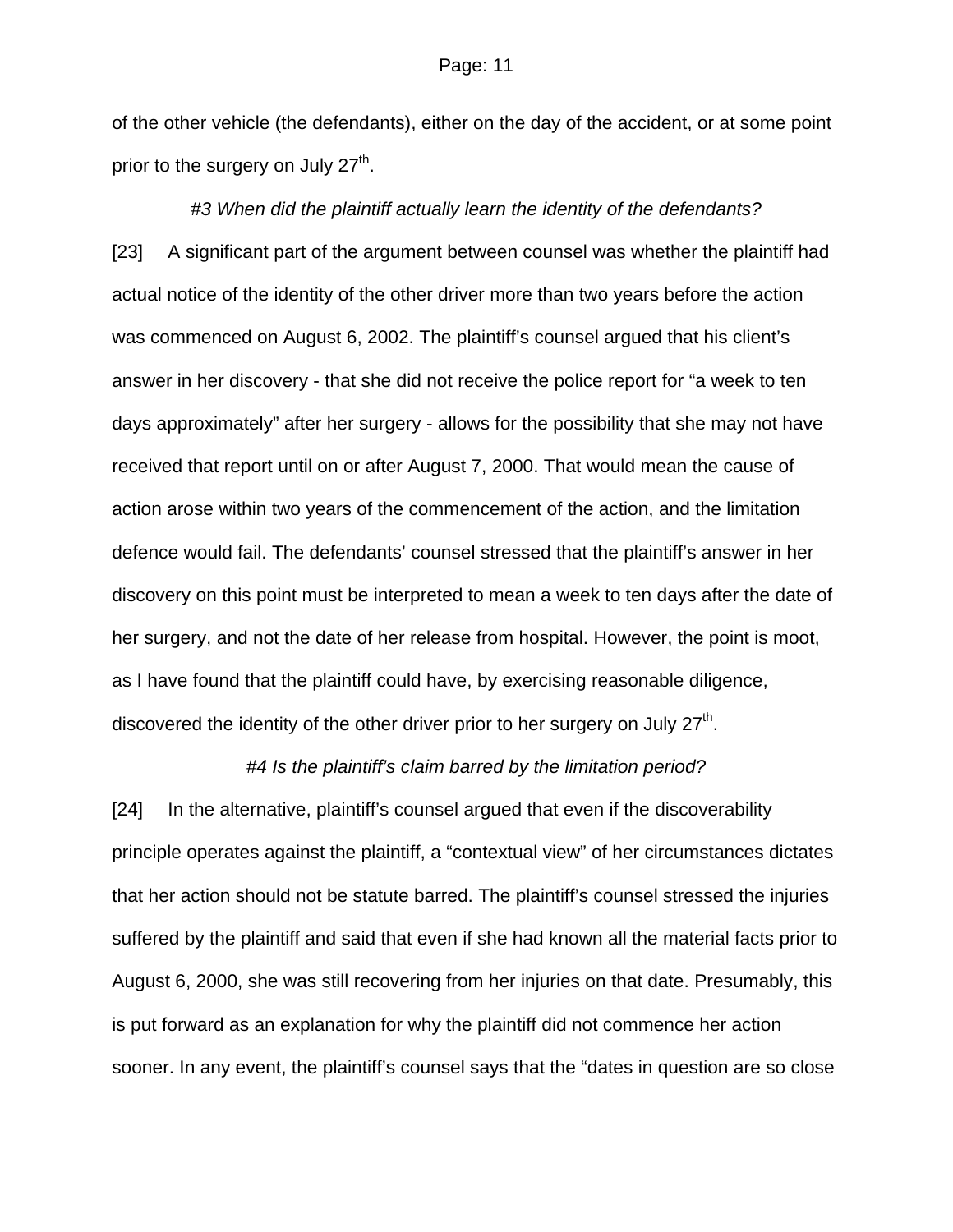of the other vehicle (the defendants), either on the day of the accident, or at some point prior to the surgery on July 27th.

*#3 When did the plaintiff actually learn the identity of the defendants?*

[23] A significant part of the argument between counsel was whether the plaintiff had actual notice of the identity of the other driver more than two years before the action was commenced on August 6, 2002. The plaintiff's counsel argued that his client's answer in her discovery - that she did not receive the police report for "a week to ten days approximately" after her surgery - allows for the possibility that she may not have received that report until on or after August 7, 2000. That would mean the cause of action arose within two years of the commencement of the action, and the limitation defence would fail. The defendants' counsel stressed that the plaintiff's answer in her discovery on this point must be interpreted to mean a week to ten days after the date of her surgery, and not the date of her release from hospital. However, the point is moot, as I have found that the plaintiff could have, by exercising reasonable diligence, discovered the identity of the other driver prior to her surgery on July 27th.

*#4 Is the plaintiff's claim barred by the limitation period?*

[24] In the alternative, plaintiff's counsel argued that even if the discoverability principle operates against the plaintiff, a "contextual view" of her circumstances dictates that her action should not be statute barred. The plaintiff's counsel stressed the injuries suffered by the plaintiff and said that even if she had known all the material facts prior to August 6, 2000, she was still recovering from her injuries on that date. Presumably, this is put forward as an explanation for why the plaintiff did not commence her action sooner. In any event, the plaintiff's counsel says that the "dates in question are so close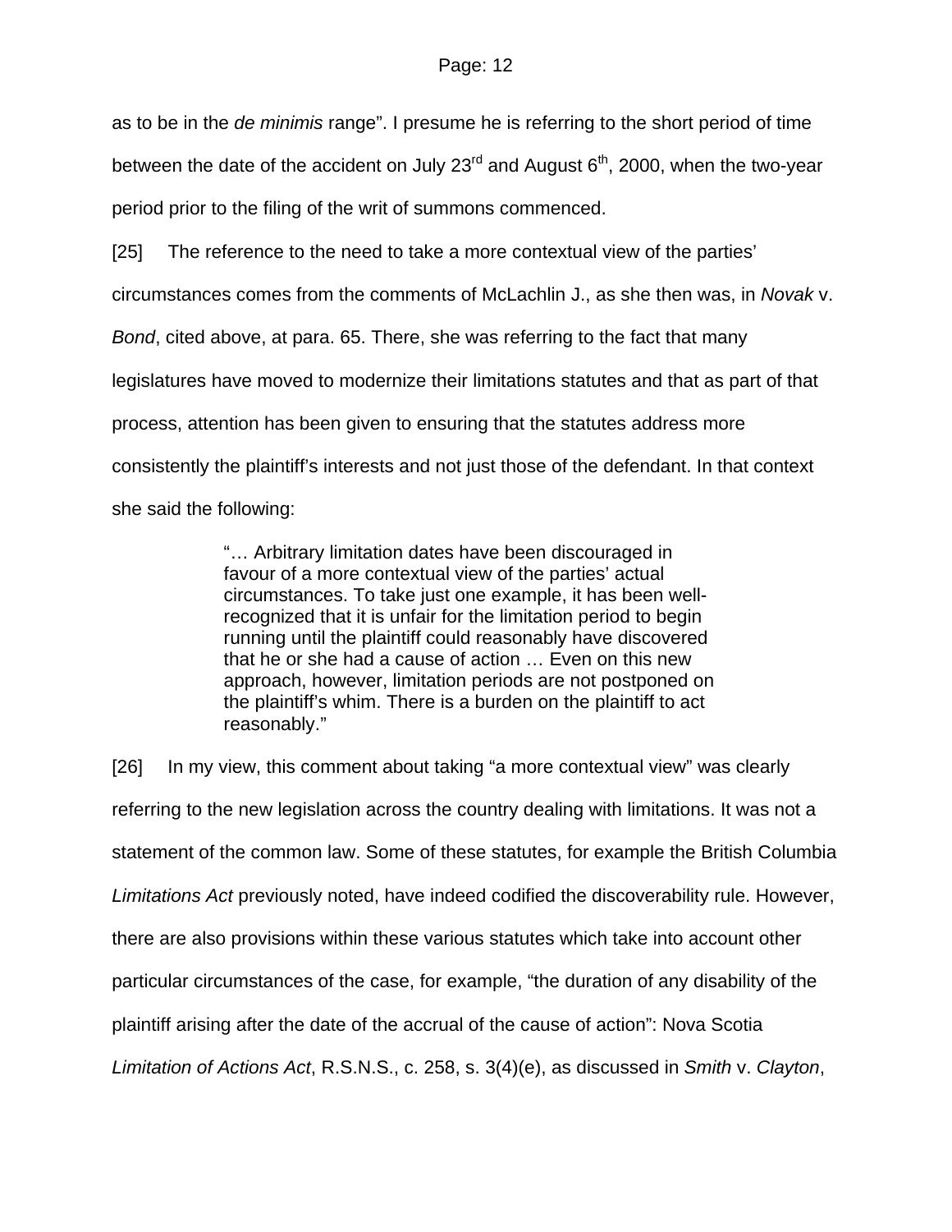as to be in the *de minimis* range". I presume he is referring to the short period of time between the date of the accident on July 23rd and August 6th, 2000, when the two-year period prior to the filing of the writ of summons commenced.

[25] The reference to the need to take a more contextual view of the parties' circumstances comes from the comments of McLachlin J., as she then was, in *Novak* v. *Bond*, cited above, at para. 65. There, she was referring to the fact that many legislatures have moved to modernize their limitations statutes and that as part of that process, attention has been given to ensuring that the statutes address more consistently the plaintiff's interests and not just those of the defendant. In that context she said the following:

> "… Arbitrary limitation dates have been discouraged in favour of a more contextual view of the parties' actual circumstances. To take just one example, it has been well-recognized that it is unfair for the limitation period to begin running until the plaintiff could reasonably have discovered that he or she had a cause of action … Even on this new approach, however, limitation periods are not postponed on the plaintiff's whim. There is a burden on the plaintiff to act reasonably."

[26] In my view, this comment about taking "a more contextual view" was clearly referring to the new legislation across the country dealing with limitations. It was not a statement of the common law. Some of these statutes, for example the British Columbia *Limitations Act* previously noted, have indeed codified the discoverability rule. However, there are also provisions within these various statutes which take into account other particular circumstances of the case, for example, "the duration of any disability of the plaintiff arising after the date of the accrual of the cause of action": Nova Scotia *Limitation of Actions Act*, R.S.N.S., c. 258, s. 3(4)(e), as discussed in *Smith* v. *Clayton*,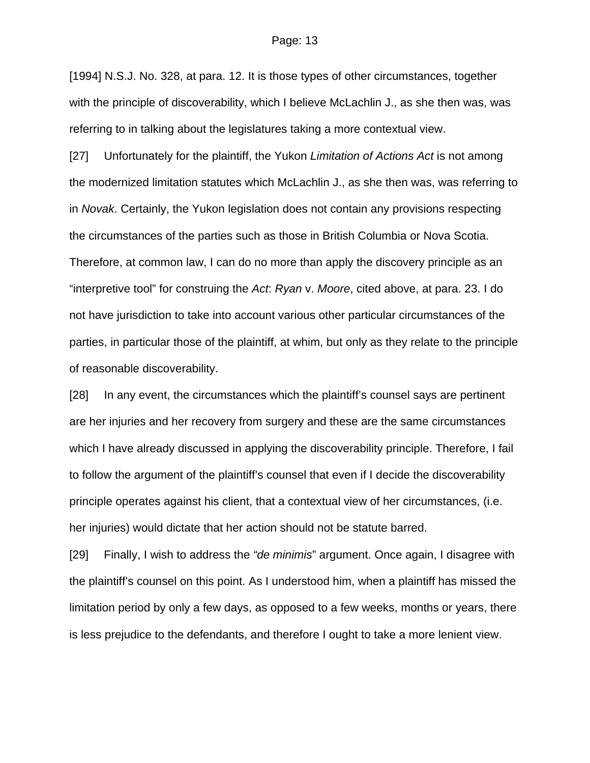[1994] N.S.J. No. 328, at para. 12. It is those types of other circumstances, together with the principle of discoverability, which I believe McLachlin J., as she then was, was referring to in talking about the legislatures taking a more contextual view.

[27] Unfortunately for the plaintiff, the Yukon *Limitation of Actions Act* is not among the modernized limitation statutes which McLachlin J., as she then was, was referring to in *Novak*. Certainly, the Yukon legislation does not contain any provisions respecting the circumstances of the parties such as those in British Columbia or Nova Scotia. Therefore, at common law, I can do no more than apply the discovery principle as an "interpretive tool" for construing the *Act*: *Ryan* v. *Moore*, cited above, at para. 23. I do not have jurisdiction to take into account various other particular circumstances of the parties, in particular those of the plaintiff, at whim, but only as they relate to the principle of reasonable discoverability.

[28] In any event, the circumstances which the plaintiff's counsel says are pertinent are her injuries and her recovery from surgery and these are the same circumstances which I have already discussed in applying the discoverability principle. Therefore, I fail to follow the argument of the plaintiff's counsel that even if I decide the discoverability principle operates against his client, that a contextual view of her circumstances, (i.e. her injuries) would dictate that her action should not be statute barred.

[29] Finally, I wish to address the *"de minimis*" argument. Once again, I disagree with the plaintiff's counsel on this point. As I understood him, when a plaintiff has missed the limitation period by only a few days, as opposed to a few weeks, months or years, there is less prejudice to the defendants, and therefore I ought to take a more lenient view.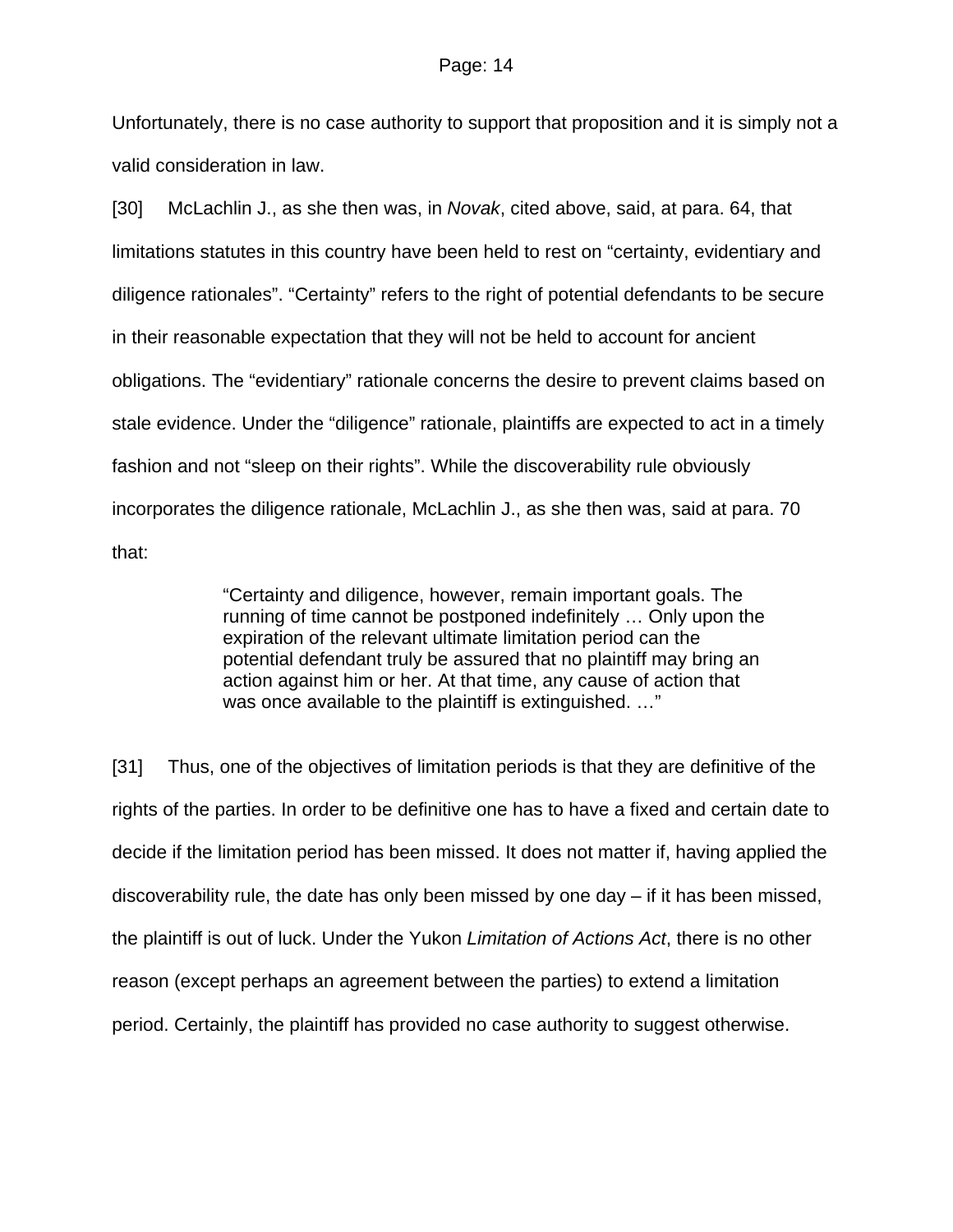Unfortunately, there is no case authority to support that proposition and it is simply not a valid consideration in law.

[30] McLachlin J., as she then was, in *Novak*, cited above, said, at para. 64, that limitations statutes in this country have been held to rest on “certainty, evidentiary and diligence rationales”. “Certainty” refers to the right of potential defendants to be secure in their reasonable expectation that they will not be held to account for ancient obligations. The “evidentiary” rationale concerns the desire to prevent claims based on stale evidence. Under the “diligence” rationale, plaintiffs are expected to act in a timely fashion and not “sleep on their rights”. While the discoverability rule obviously incorporates the diligence rationale, McLachlin J., as she then was, said at para. 70 that:

> “Certainty and diligence, however, remain important goals. The running of time cannot be postponed indefinitely … Only upon the expiration of the relevant ultimate limitation period can the potential defendant truly be assured that no plaintiff may bring an action against him or her. At that time, any cause of action that was once available to the plaintiff is extinguished. …”

[31] Thus, one of the objectives of limitation periods is that they are definitive of the rights of the parties. In order to be definitive one has to have a fixed and certain date to decide if the limitation period has been missed. It does not matter if, having applied the discoverability rule, the date has only been missed by one day – if it has been missed, the plaintiff is out of luck. Under the Yukon *Limitation of Actions Act*, there is no other reason (except perhaps an agreement between the parties) to extend a limitation period. Certainly, the plaintiff has provided no case authority to suggest otherwise.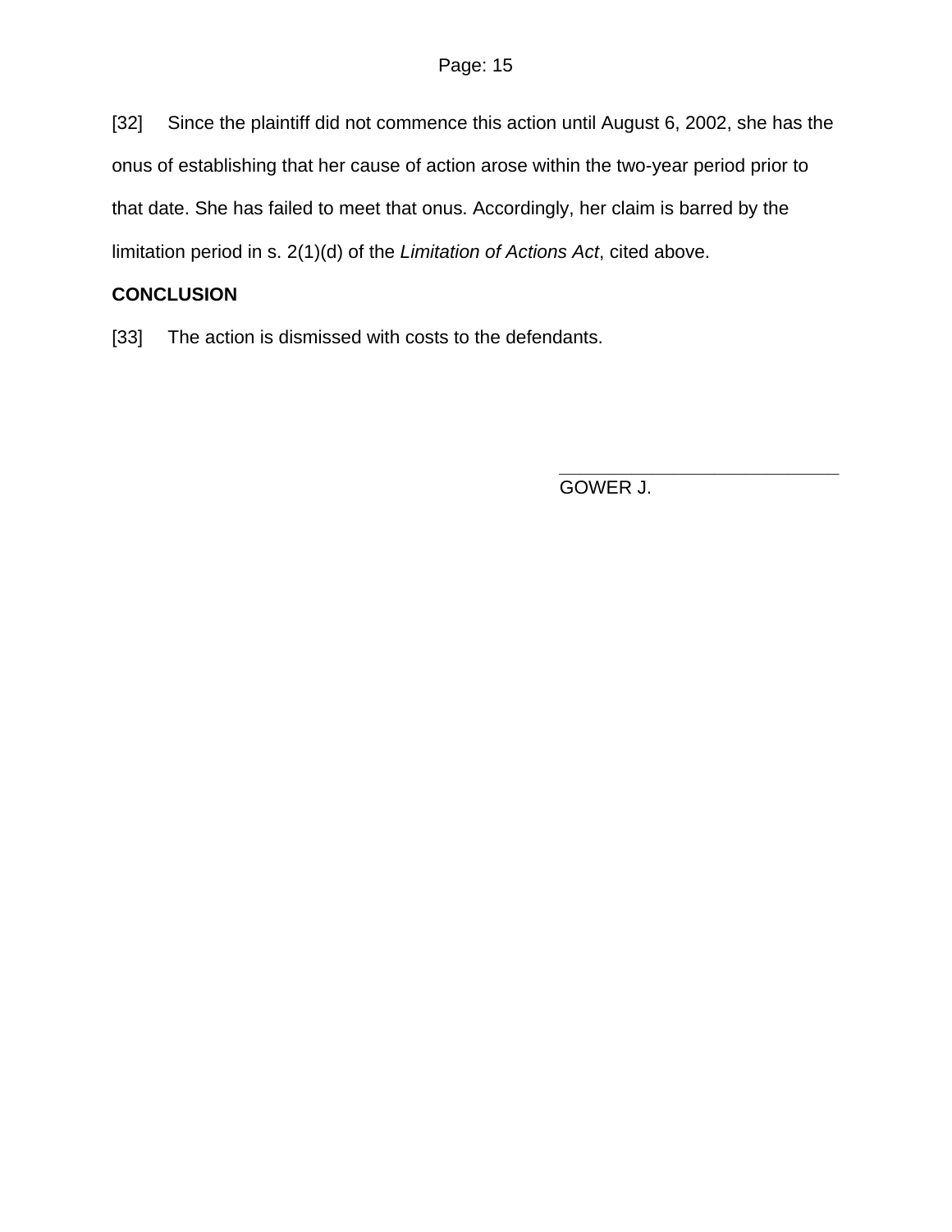[32] Since the plaintiff did not commence this action until August 6, 2002, she has the onus of establishing that her cause of action arose within the two-year period prior to that date. She has failed to meet that onus. Accordingly, her claim is barred by the limitation period in s. 2(1)(d) of the *Limitation of Actions Act*, cited above.

**CONCLUSION**

[33] The action is dismissed with costs to the defendants.

\_\_\_\_\_\_\_\_\_\_\_\_\_\_\_\_\_\_\_\_\_\_\_\_\_\_\_\_

GOWER J.